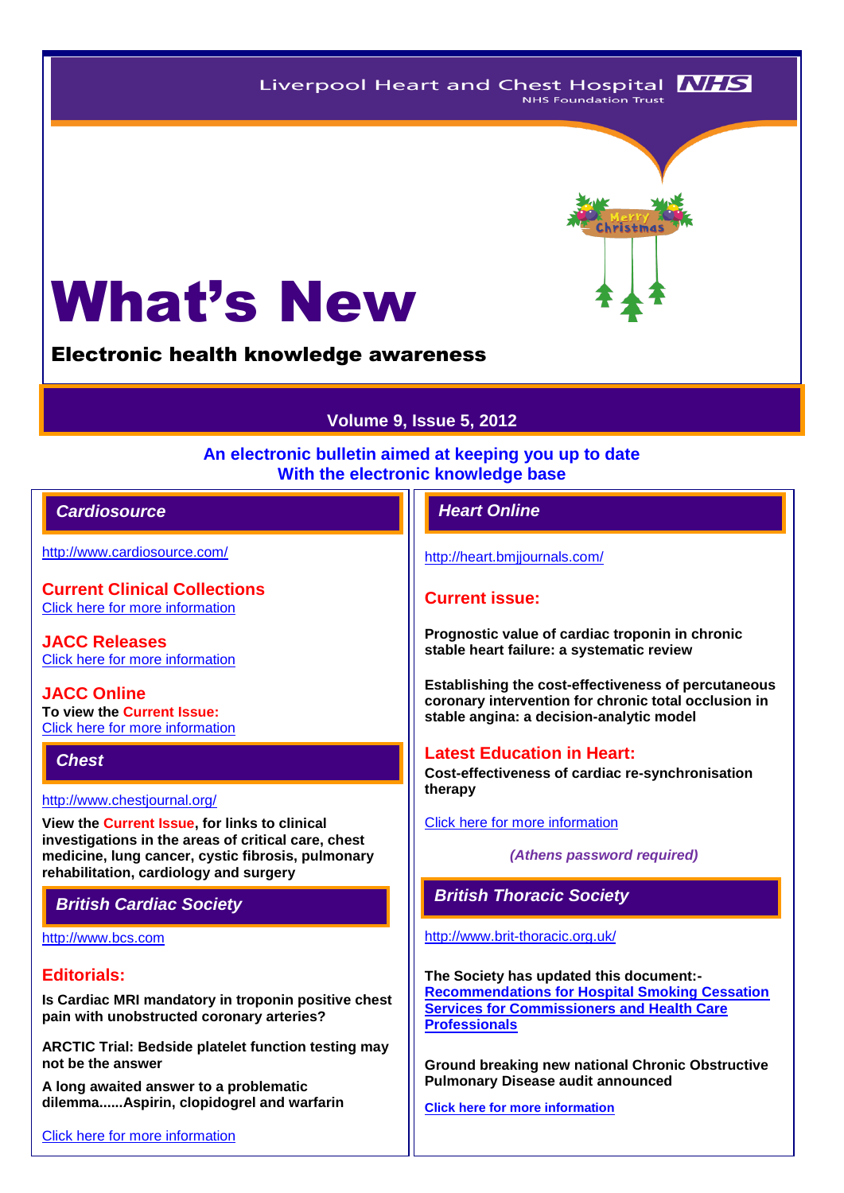Liverpool Heart and Chest Hospital NHS Foundation Trust

# What's New

## Electronic health knowledge awareness

**Volume 9, Issue 5, 2012**

**An electronic bulletin aimed at keeping you up to date With the electronic knowledge base**

## Cardiosource

http://www.cardiosource.com/

### Current Clinical Collections

Click here for more information

### JACC Releases

Click here for more information

### JACC Online

**To view the Current Issue:**

Click here for more information

## Chest

http://www.chestjournal.org/

**View the Current Issue, for links to clinical investigations in the areas of critical care, chest medicine, lung cancer, cystic fibrosis, pulmonary rehabilitation, cardiology and surgery**

## British Cardiac Society

http://www.bcs.com

### Editorials:

**Is Cardiac MRI mandatory in troponin positive chest pain with unobstructed coronary arteries?**

**ARCTIC Trial: Bedside platelet function testing may not be the answer**

**A long awaited answer to a problematic dilemma......Aspirin, clopidogrel and warfarin**

Click here for more information

## Heart Online

http://heart.bmjjournals.com/

### Current issue:

**Prognostic value of cardiac troponin in chronic stable heart failure: a systematic review**

**Establishing the cost-effectiveness of percutaneous coronary intervention for chronic total occlusion in stable angina: a decision-analytic model**

### Latest Education in Heart:

**Cost-effectiveness of cardiac re-synchronisation therapy**

Click here for more information

*(Athens password required)*

## British Thoracic Society

http://www.brit-thoracic.org.uk/

**The Society has updated this document:-**

**Recommendations for Hospital Smoking Cessation Services for Commissioners and Health Care Professionals**

**Ground breaking new national Chronic Obstructive Pulmonary Disease audit announced**

**Click here for more information**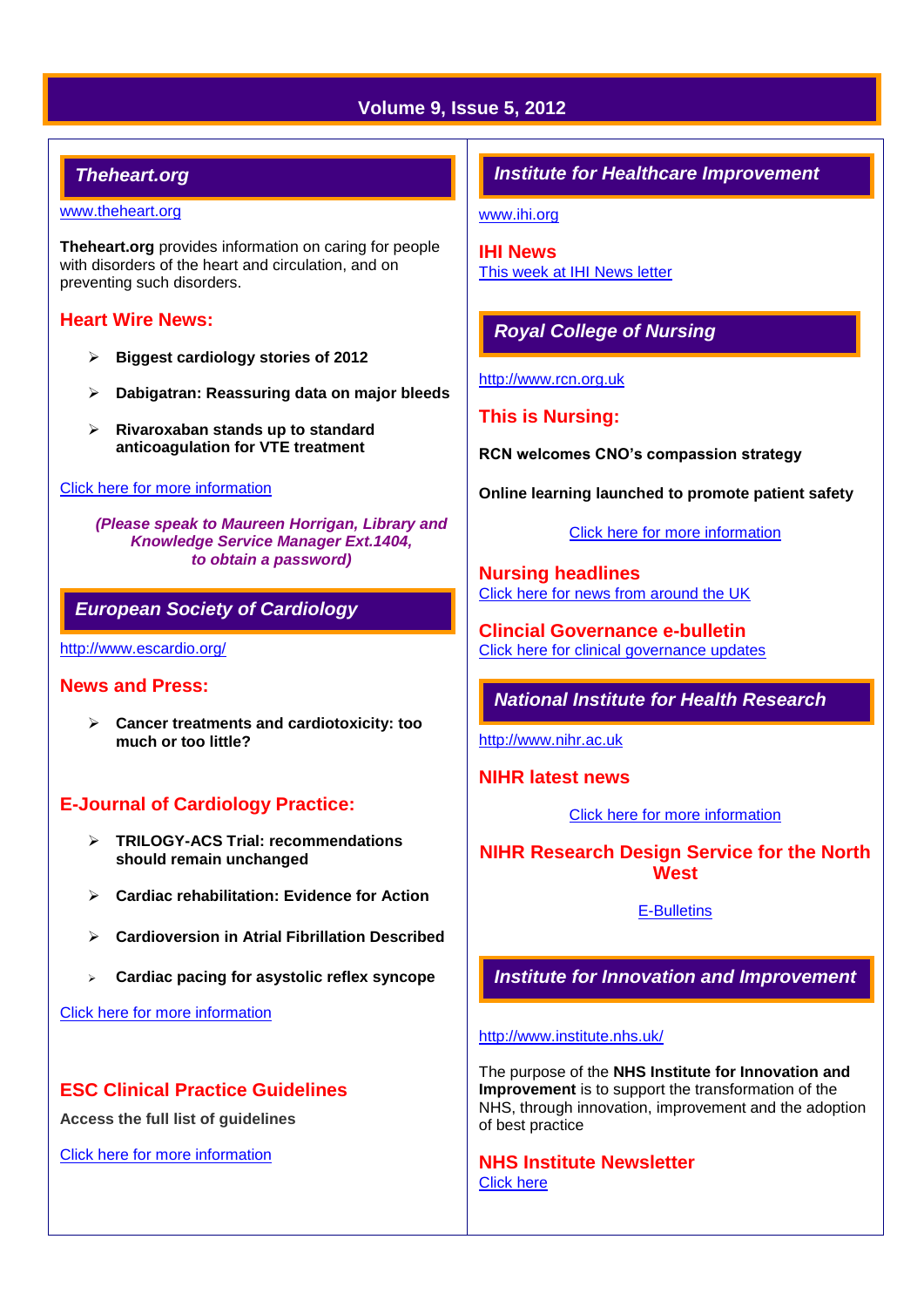## Theheart.org

www.theheart.org

**Theheart.org** provides information on caring for people with disorders of the heart and circulation, and on preventing such disorders.

### Heart Wire News:

- **Biggest cardiology stories of 2012**
- **Dabigatran: Reassuring data on major bleeds**
- **Rivaroxaban stands up to standard anticoagulation for VTE treatment**

Click here for more information

***(Please speak to Maureen Horrigan, Library and Knowledge Service Manager Ext.1404, to obtain a password)***

## European Society of Cardiology

http://www.escardio.org/

### News and Press:

- **Cancer treatments and cardiotoxicity: too much or too little?**

### E-Journal of Cardiology Practice:

- **TRILOGY-ACS Trial: recommendations should remain unchanged**
- **Cardiac rehabilitation: Evidence for Action**
- **Cardioversion in Atrial Fibrillation Described**
- **Cardiac pacing for asystolic reflex syncope**

Click here for more information

### ESC Clinical Practice Guidelines

**Access the full list of guidelines**

Click here for more information

## Institute for Healthcare Improvement

www.ihi.org

### IHI News

This week at IHI News letter

## Royal College of Nursing

http://www.rcn.org.uk

### This is Nursing:

**RCN welcomes CNO's compassion strategy**

**Online learning launched to promote patient safety**

Click here for more information

### Nursing headlines

Click here for news from around the UK

### Clincial Governance e-bulletin

Click here for clinical governance updates

## National Institute for Health Research

http://www.nihr.ac.uk

### NIHR latest news

Click here for more information

### NIHR Research Design Service for the North West

E-Bulletins

## Institute for Innovation and Improvement

http://www.institute.nhs.uk/

The purpose of the **NHS Institute for Innovation and Improvement** is to support the transformation of the NHS, through innovation, improvement and the adoption of best practice

### NHS Institute Newsletter

Click here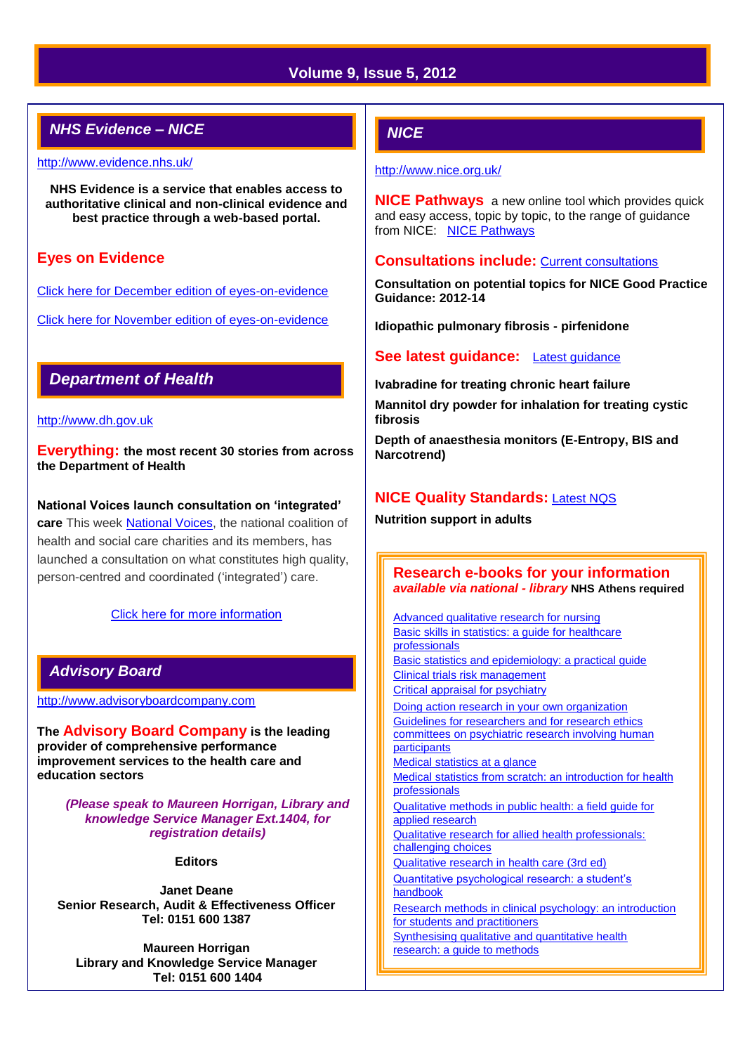## NHS Evidence – NICE

http://www.evidence.nhs.uk/

**NHS Evidence is a service that enables access to authoritative clinical and non-clinical evidence and best practice through a web-based portal.**

### Eyes on Evidence

Click here for December edition of eyes-on-evidence

Click here for November edition of eyes-on-evidence

## Department of Health

http://www.dh.gov.uk

**Everything: the most recent 30 stories from across the Department of Health**

**National Voices launch consultation on 'integrated' care** This week National Voices, the national coalition of health and social care charities and its members, has launched a consultation on what constitutes high quality, person-centred and coordinated ('integrated') care.

Click here for more information

## Advisory Board

http://www.advisoryboardcompany.com

**The Advisory Board Company is the leading provider of comprehensive performance improvement services to the health care and education sectors**

***(Please speak to Maureen Horrigan, Library and knowledge Service Manager Ext.1404, for registration details)***

**Editors**

**Janet Deane**
**Senior Research, Audit & Effectiveness Officer**
**Tel: 0151 600 1387**

**Maureen Horrigan**
**Library and Knowledge Service Manager**
**Tel: 0151 600 1404**

## NICE

http://www.nice.org.uk/

**NICE Pathways** a new online tool which provides quick and easy access, topic by topic, to the range of guidance from NICE: NICE Pathways

### Consultations include: Current consultations

**Consultation on potential topics for NICE Good Practice Guidance: 2012-14**

**Idiopathic pulmonary fibrosis - pirfenidone**

### See latest guidance: Latest guidance

**Ivabradine for treating chronic heart failure**

**Mannitol dry powder for inhalation for treating cystic fibrosis**

**Depth of anaesthesia monitors (E-Entropy, BIS and Narcotrend)**

### NICE Quality Standards: Latest NQS

**Nutrition support in adults**

### Research e-books for your information

***available via national - library*** **NHS Athens required**

- Advanced qualitative research for nursing
- Basic skills in statistics: a guide for healthcare professionals
- Basic statistics and epidemiology: a practical guide
- Clinical trials risk management
- Critical appraisal for psychiatry
- Doing action research in your own organization
- Guidelines for researchers and for research ethics committees on psychiatric research involving human participants
- Medical statistics at a glance
- Medical statistics from scratch: an introduction for health professionals
- Qualitative methods in public health: a field guide for applied research
- Qualitative research for allied health professionals: challenging choices
- Qualitative research in health care (3rd ed)
- Quantitative psychological research: a student's handbook
- Research methods in clinical psychology: an introduction for students and practitioners
- Synthesising qualitative and quantitative health research: a guide to methods